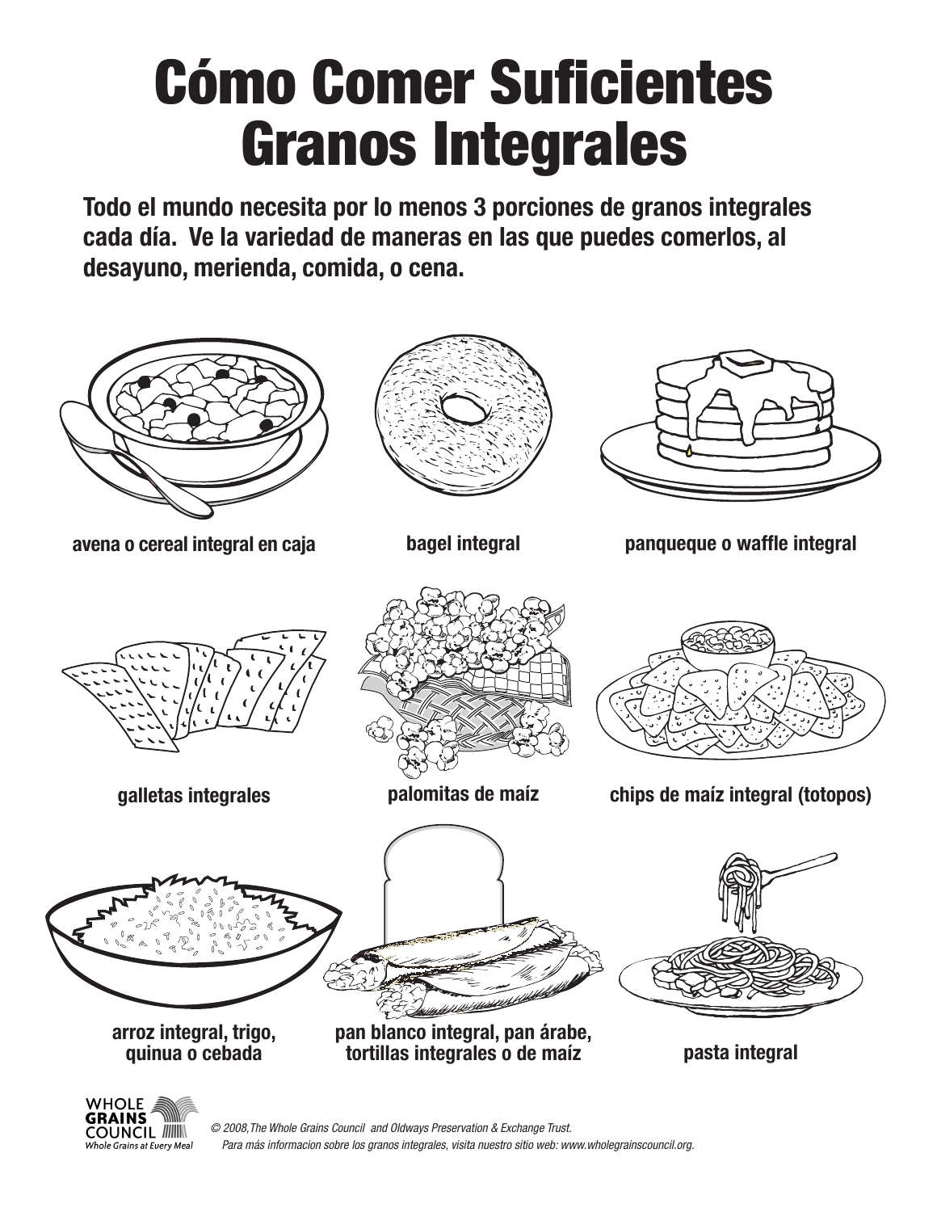# Cómo Comer Suficientes Granos Integrales

**Todo el mundo necesita por lo menos 3 porciones de granos integrales cada día. Ve la variedad de maneras en las que puedes comerlos, al desayuno, merienda, comida, o cena.**

**avena o cereal integral en caja**

**bagel integral**

**panqueque o waffle integral**

**galletas integrales**

**palomitas de maíz**

**chips de maíz integral (totopos)**

**arroz integral, trigo, quinua o cebada**

**pan blanco integral, pan árabe, tortillas integrales o de maíz**

**pasta integral**

WHOLE GRAINS COUNCIL
Whole Grains at Every Meal

*© 2008, The Whole Grains Council and Oldways Preservation & Exchange Trust.*
*Para más informacion sobre los granos integrales, visita nuestro sitio web: www.wholegrainscouncil.org.*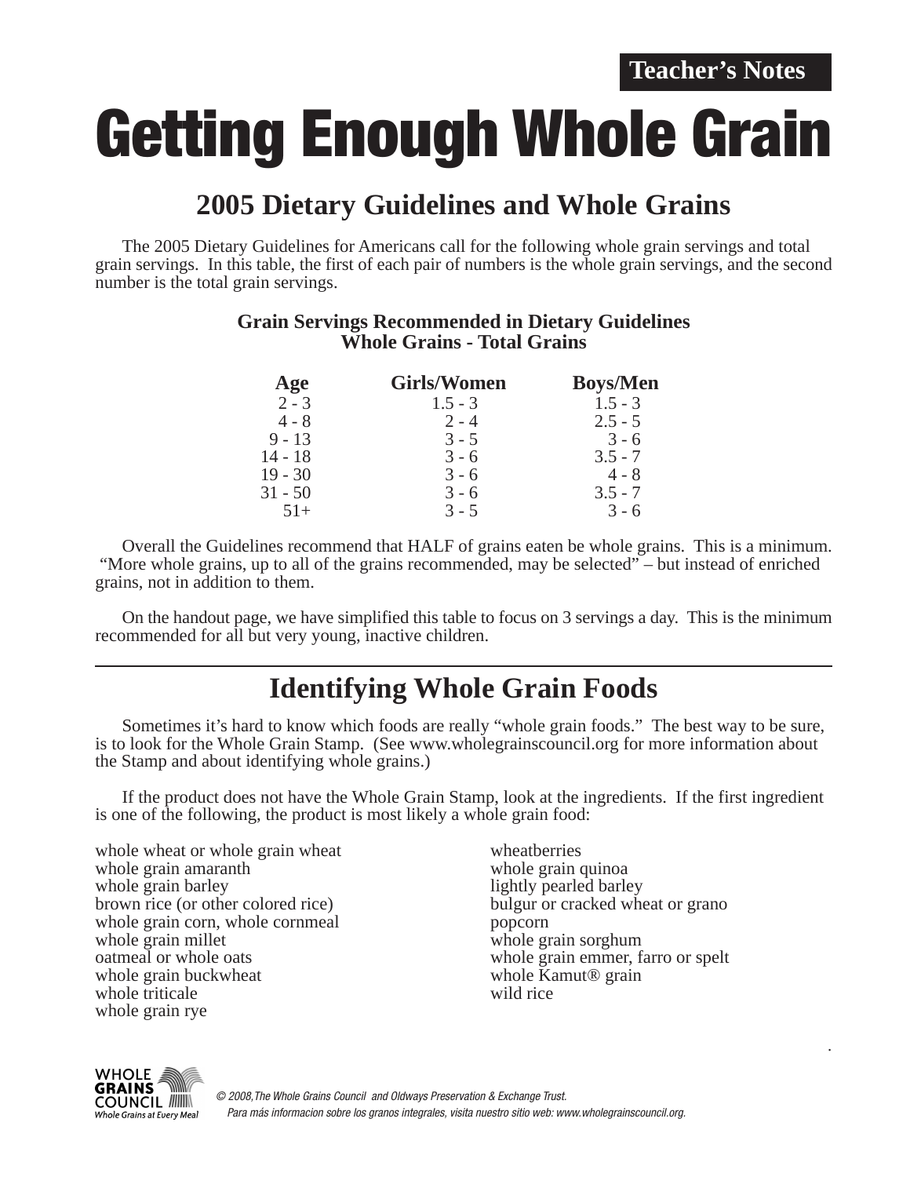Teacher's Notes

# Getting Enough Whole Grain

## 2005 Dietary Guidelines and Whole Grains

The 2005 Dietary Guidelines for Americans call for the following whole grain servings and total grain servings. In this table, the first of each pair of numbers is the whole grain servings, and the second number is the total grain servings.

**Grain Servings Recommended in Dietary Guidelines**
**Whole Grains - Total Grains**

| Age | Girls/Women | Boys/Men |
|---|---|---|
| 2 - 3 | 1.5 - 3 | 1.5 - 3 |
| 4 - 8 | 2 - 4 | 2.5 - 5 |
| 9 - 13 | 3 - 5 | 3 - 6 |
| 14 - 18 | 3 - 6 | 3.5 - 7 |
| 19 - 30 | 3 - 6 | 4 - 8 |
| 31 - 50 | 3 - 6 | 3.5 - 7 |
| 51+ | 3 - 5 | 3 - 6 |

Overall the Guidelines recommend that HALF of grains eaten be whole grains. This is a minimum. "More whole grains, up to all of the grains recommended, may be selected" – but instead of enriched grains, not in addition to them.

On the handout page, we have simplified this table to focus on 3 servings a day. This is the minimum recommended for all but very young, inactive children.

## Identifying Whole Grain Foods

Sometimes it's hard to know which foods are really "whole grain foods." The best way to be sure, is to look for the Whole Grain Stamp. (See www.wholegrainscouncil.org for more information about the Stamp and about identifying whole grains.)

If the product does not have the Whole Grain Stamp, look at the ingredients. If the first ingredient is one of the following, the product is most likely a whole grain food:

- whole wheat or whole grain wheat
- whole grain amaranth
- whole grain barley
- brown rice (or other colored rice)
- whole grain corn, whole cornmeal
- whole grain millet
- oatmeal or whole oats
- whole grain buckwheat
- whole triticale
- whole grain rye
- wheatberries
- whole grain quinoa
- lightly pearled barley
- bulgur or cracked wheat or grano
- popcorn
- whole grain sorghum
- whole grain emmer, farro or spelt
- whole Kamut® grain
- wild rice

WHOLE GRAINS COUNCIL
Whole Grains at Every Meal

*© 2008, The Whole Grains Council and Oldways Preservation & Exchange Trust.*
*Para más informacion sobre los granos integrales, visita nuestro sitio web: www.wholegrainscouncil.org.*